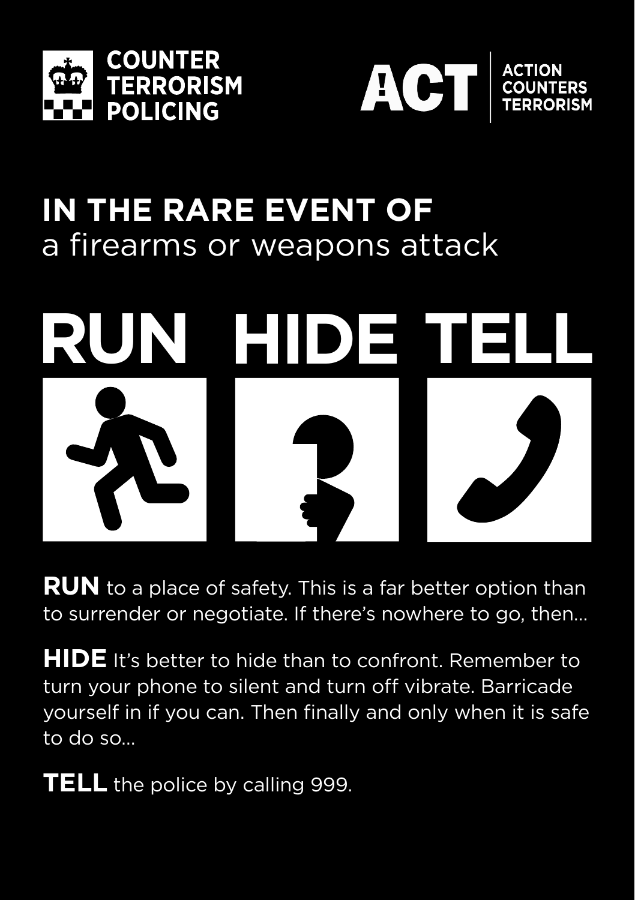COUNTER TERRORISM POLICING

ACT | ACTION COUNTERS TERRORISM

## IN THE RARE EVENT OF
a firearms or weapons attack

# RUN HIDE TELL

**RUN** to a place of safety. This is a far better option than to surrender or negotiate. If there's nowhere to go, then...

**HIDE** It's better to hide than to confront. Remember to turn your phone to silent and turn off vibrate. Barricade yourself in if you can. Then finally and only when it is safe to do so...

**TELL** the police by calling 999.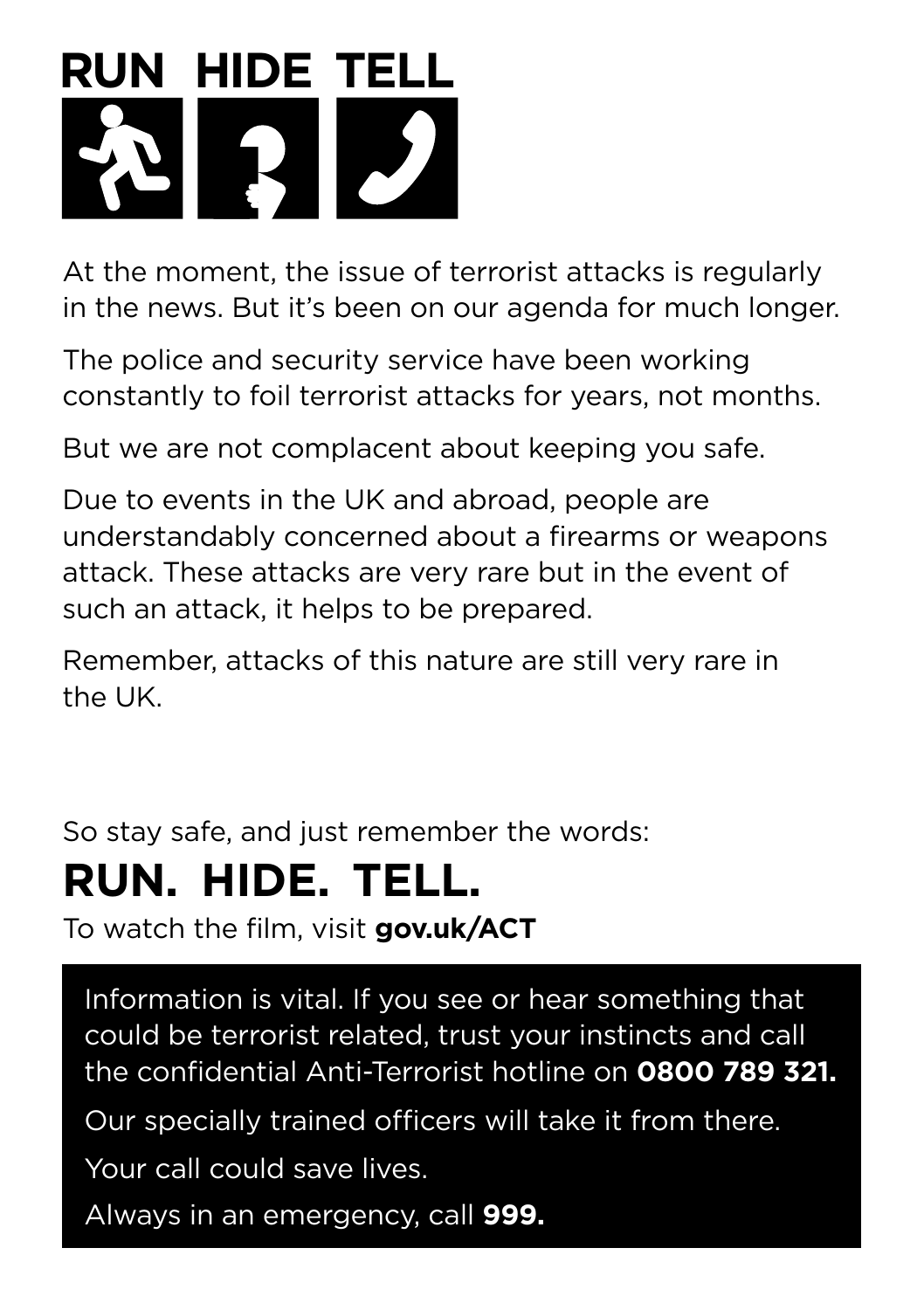# RUN HIDE TELL

At the moment, the issue of terrorist attacks is regularly in the news. But it's been on our agenda for much longer.

The police and security service have been working constantly to foil terrorist attacks for years, not months.

But we are not complacent about keeping you safe.

Due to events in the UK and abroad, people are understandably concerned about a firearms or weapons attack. These attacks are very rare but in the event of such an attack, it helps to be prepared.

Remember, attacks of this nature are still very rare in the UK.

So stay safe, and just remember the words:

## RUN. HIDE. TELL.

To watch the film, visit **gov.uk/ACT**

Information is vital. If you see or hear something that could be terrorist related, trust your instincts and call the confidential Anti-Terrorist hotline on **0800 789 321.**

Our specially trained officers will take it from there.

Your call could save lives.

Always in an emergency, call **999.**